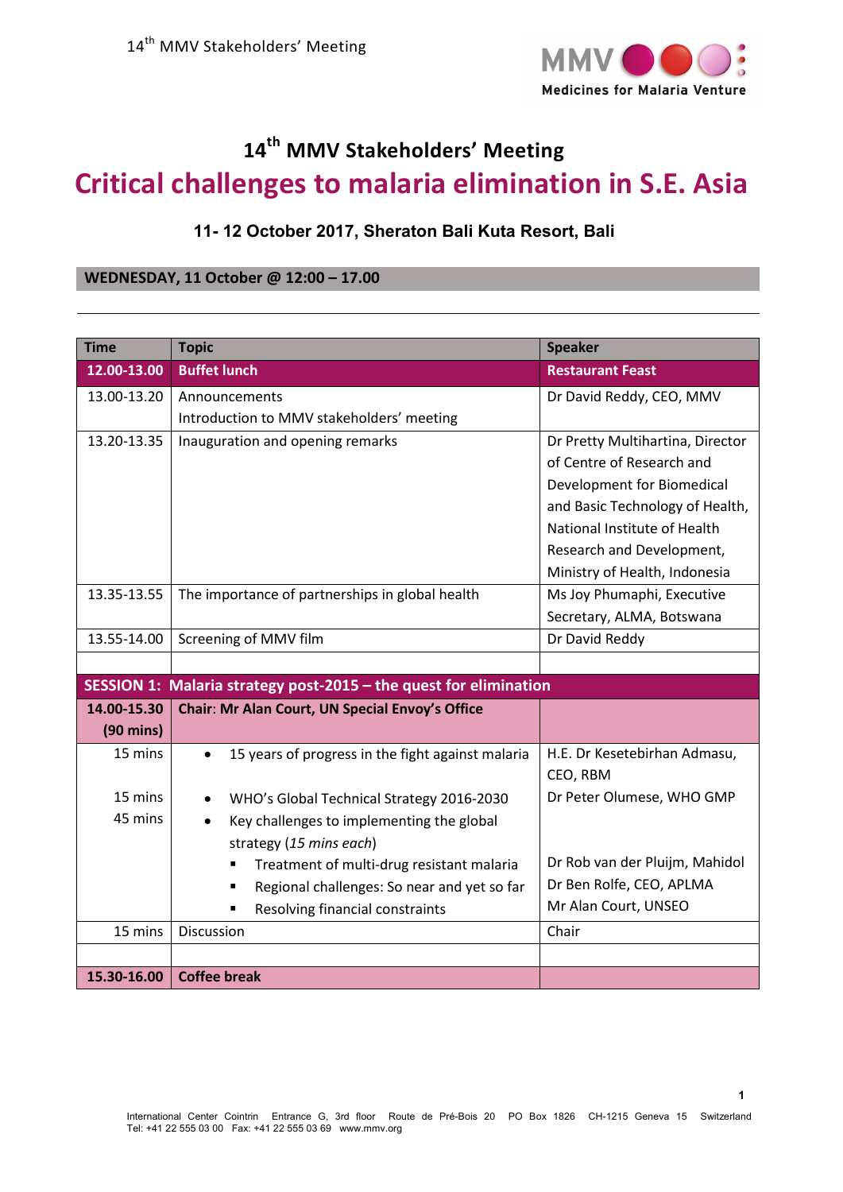# 14th MMV Stakeholders' Meeting

# Critical challenges to malaria elimination in S.E. Asia

**11- 12 October 2017, Sheraton Bali Kuta Resort, Bali**

**WEDNESDAY, 11 October @ 12:00 – 17.00**

| Time | Topic | Speaker |
|---|---|---|
| **12.00-13.00** | **Buffet lunch** | **Restaurant Feast** |
| 13.00-13.20 | Announcements<br>Introduction to MMV stakeholders' meeting | Dr David Reddy, CEO, MMV |
| 13.20-13.35 | Inauguration and opening remarks | Dr Pretty Multihartina, Director of Centre of Research and Development for Biomedical and Basic Technology of Health, National Institute of Health Research and Development, Ministry of Health, Indonesia |
| 13.35-13.55 | The importance of partnerships in global health | Ms Joy Phumaphi, Executive Secretary, ALMA, Botswana |
| 13.55-14.00 | Screening of MMV film | Dr David Reddy |
| | | |
| **SESSION 1: Malaria strategy post-2015 – the quest for elimination** | | |
| **14.00-15.30 (90 mins)** | **Chair: Mr Alan Court, UN Special Envoy's Office** | |
| 15 mins | • 15 years of progress in the fight against malaria | H.E. Dr Kesetebirhan Admasu, CEO, RBM |
| 15 mins | • WHO's Global Technical Strategy 2016-2030 | Dr Peter Olumese, WHO GMP |
| 45 mins | • Key challenges to implementing the global strategy (*15 mins each*)<br>▪ Treatment of multi-drug resistant malaria<br>▪ Regional challenges: So near and yet so far<br>▪ Resolving financial constraints | Dr Rob van der Pluijm, Mahidol<br>Dr Ben Rolfe, CEO, APLMA<br>Mr Alan Court, UNSEO |
| 15 mins | Discussion | Chair |
| | | |
| **15.30-16.00** | **Coffee break** | |

International Center Cointrin Entrance G, 3rd floor Route de Pré-Bois 20 PO Box 1826 CH-1215 Geneva 15 Switzerland
Tel: +41 22 555 03 00 Fax: +41 22 555 03 69 www.mmv.org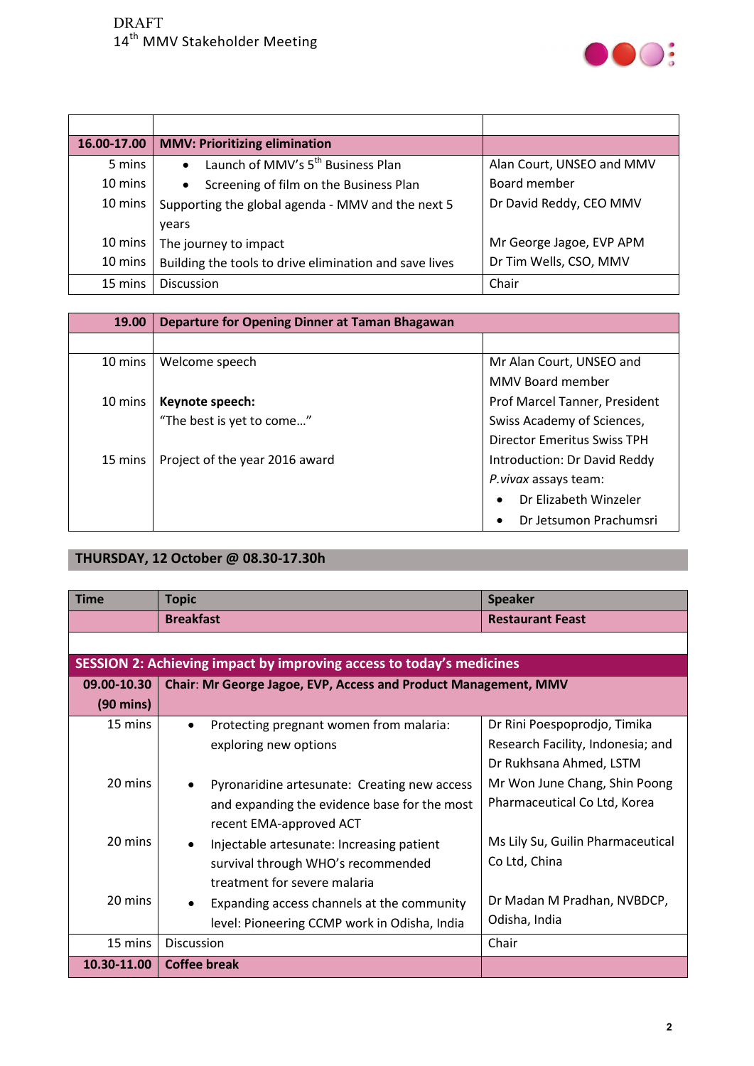| | | |
|---|---|---|
| **16.00-17.00** | **MMV: Prioritizing elimination** | |
| 5 mins | • Launch of MMV's 5th Business Plan | Alan Court, UNSEO and MMV Board member |
| 10 mins | • Screening of film on the Business Plan | |
| 10 mins | Supporting the global agenda - MMV and the next 5 years | Dr David Reddy, CEO MMV |
| 10 mins | The journey to impact | Mr George Jagoe, EVP APM |
| 10 mins | Building the tools to drive elimination and save lives | Dr Tim Wells, CSO, MMV |
| 15 mins | Discussion | Chair |

| | | |
|---|---|---|
| **19.00** | **Departure for Opening Dinner at Taman Bhagawan** | |
| | | |
| 10 mins | Welcome speech | Mr Alan Court, UNSEO and MMV Board member |
| 10 mins | **Keynote speech:** "The best is yet to come…" | Prof Marcel Tanner, President Swiss Academy of Sciences, Director Emeritus Swiss TPH |
| 15 mins | Project of the year 2016 award | Introduction: Dr David Reddy<br>*P.vivax* assays team:<br>• Dr Elizabeth Winzeler<br>• Dr Jetsumon Prachumsri |

## THURSDAY, 12 October @ 08.30-17.30h

| Time | Topic | Speaker |
|---|---|---|
| | **Breakfast** | **Restaurant Feast** |
| | | |
| **SESSION 2: Achieving impact by improving access to today's medicines** | | |
| **09.00-10.30 (90 mins)** | **Chair: Mr George Jagoe, EVP, Access and Product Management, MMV** | |
| 15 mins | • Protecting pregnant women from malaria: exploring new options | Dr Rini Poespoprodjo, Timika Research Facility, Indonesia; and Dr Rukhsana Ahmed, LSTM |
| 20 mins | • Pyronaridine artesunate: Creating new access and expanding the evidence base for the most recent EMA-approved ACT | Mr Won June Chang, Shin Poong Pharmaceutical Co Ltd, Korea |
| 20 mins | • Injectable artesunate: Increasing patient survival through WHO's recommended treatment for severe malaria | Ms Lily Su, Guilin Pharmaceutical Co Ltd, China |
| 20 mins | • Expanding access channels at the community level: Pioneering CCMP work in Odisha, India | Dr Madan M Pradhan, NVBDCP, Odisha, India |
| 15 mins | Discussion | Chair |
| **10.30-11.00** | **Coffee break** | |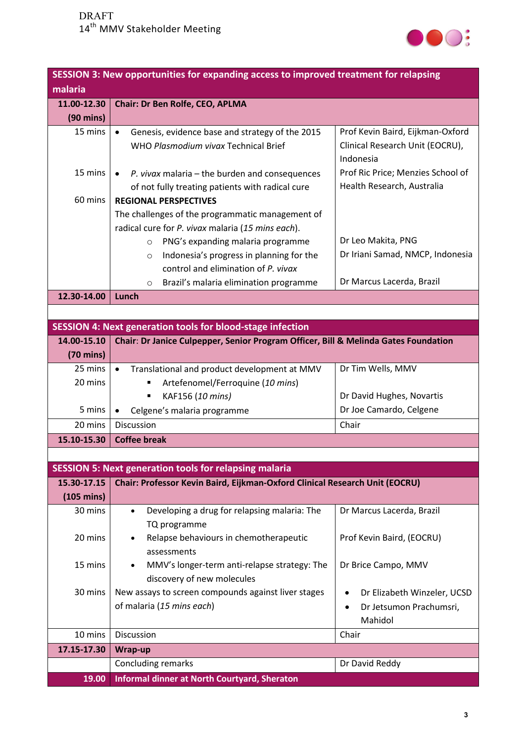| SESSION 3: New opportunities for expanding access to improved treatment for relapsing malaria | | |
|---|---|---|
| **11.00-12.30 (90 mins)** | **Chair: Dr Ben Rolfe, CEO, APLMA** | |
| 15 mins | • Genesis, evidence base and strategy of the 2015 WHO *Plasmodium vivax* Technical Brief | Prof Kevin Baird, Eijkman-Oxford Clinical Research Unit (EOCRU), Indonesia |
| 15 mins | • *P. vivax* malaria – the burden and consequences of not fully treating patients with radical cure | Prof Ric Price; Menzies School of Health Research, Australia |
| 60 mins | **REGIONAL PERSPECTIVES**<br>The challenges of the programmatic management of radical cure for *P. vivax* malaria (*15 mins each*).<br>○ PNG's expanding malaria programme<br>○ Indonesia's progress in planning for the control and elimination of *P. vivax*<br>○ Brazil's malaria elimination programme | Dr Leo Makita, PNG<br>Dr Iriani Samad, NMCP, Indonesia<br>Dr Marcus Lacerda, Brazil |
| **12.30-14.00** | **Lunch** | |

| SESSION 4: Next generation tools for blood-stage infection | | |
|---|---|---|
| **14.00-15.10 (70 mins)** | **Chair: Dr Janice Culpepper, Senior Program Officer, Bill & Melinda Gates Foundation** | |
| 25 mins<br>20 mins | • Translational and product development at MMV<br>▪ Artefenomel/Ferroquine (*10 mins*)<br>▪ KAF156 (*10 mins)* | Dr Tim Wells, MMV<br>Dr David Hughes, Novartis |
| 5 mins | • Celgene's malaria programme | Dr Joe Camardo, Celgene |
| 20 mins | Discussion | Chair |
| **15.10-15.30** | **Coffee break** | |

| SESSION 5: Next generation tools for relapsing malaria | | |
|---|---|---|
| **15.30-17.15 (105 mins)** | **Chair: Professor Kevin Baird, Eijkman-Oxford Clinical Research Unit (EOCRU)** | |
| 30 mins | • Developing a drug for relapsing malaria: The TQ programme | Dr Marcus Lacerda, Brazil |
| 20 mins | • Relapse behaviours in chemotherapeutic assessments | Prof Kevin Baird, (EOCRU) |
| 15 mins | • MMV's longer-term anti-relapse strategy: The discovery of new molecules | Dr Brice Campo, MMV |
| 30 mins | New assays to screen compounds against liver stages of malaria (*15 mins each*) | • Dr Elizabeth Winzeler, UCSD<br>• Dr Jetsumon Prachumsri, Mahidol |
| 10 mins | Discussion | Chair |
| **17.15-17.30** | **Wrap-up** | |
| | Concluding remarks | Dr David Reddy |
| **19.00** | **Informal dinner at North Courtyard, Sheraton** | |